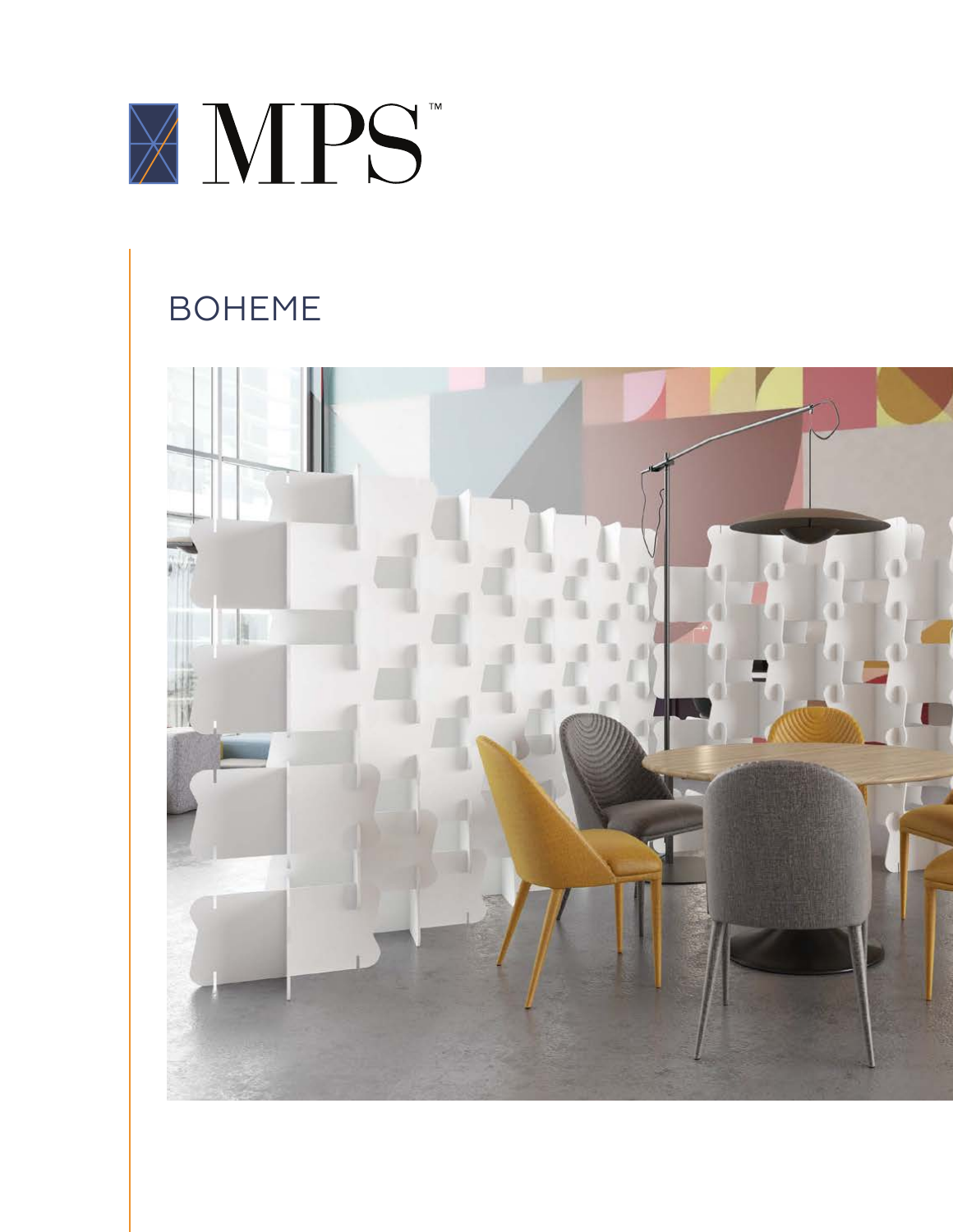MPS™

# BOHEME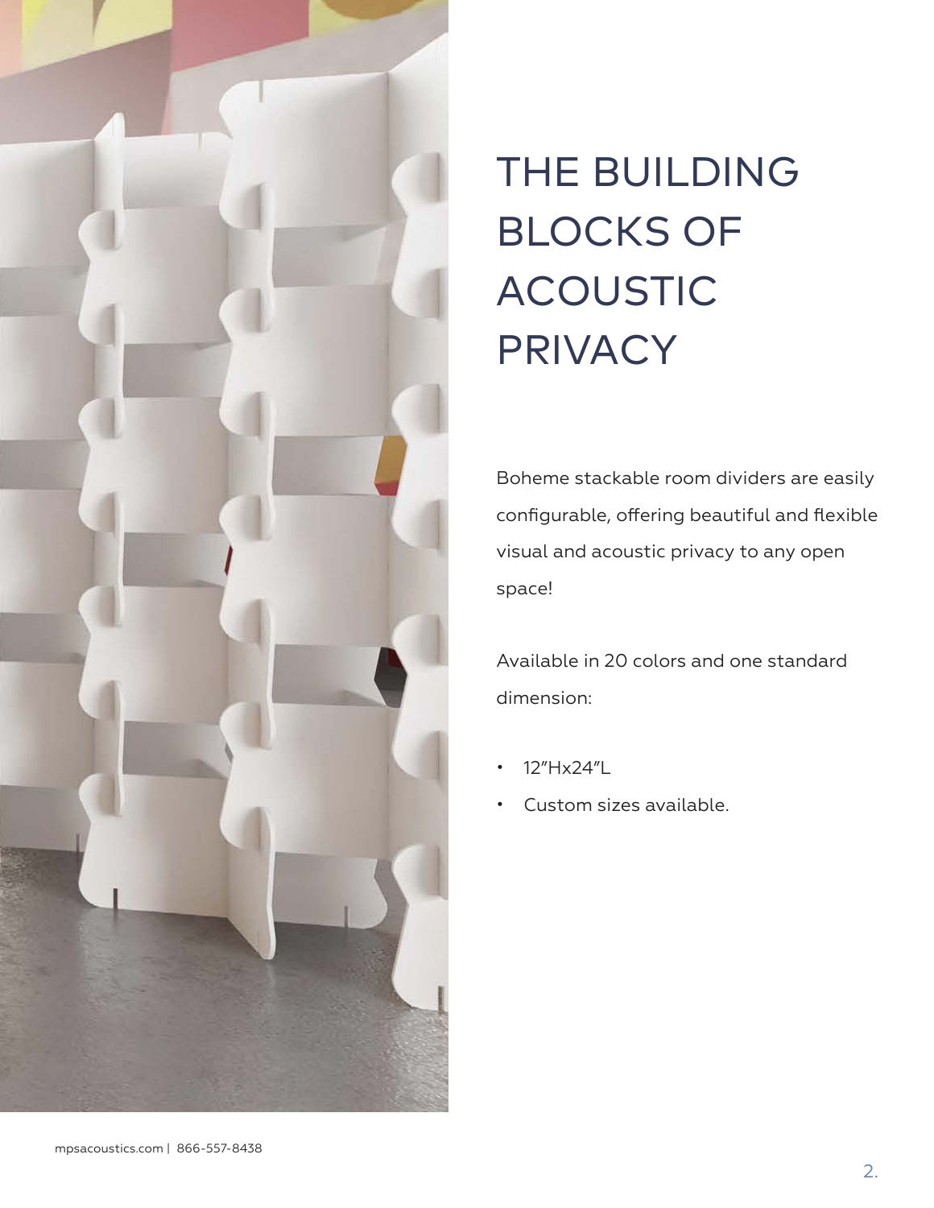# THE BUILDING BLOCKS OF ACOUSTIC PRIVACY

Boheme stackable room dividers are easily configurable, offering beautiful and flexible visual and acoustic privacy to any open space!

Available in 20 colors and one standard dimension:

- 12″Hx24″L
- Custom sizes available.

mpsacoustics.com | 866-557-8438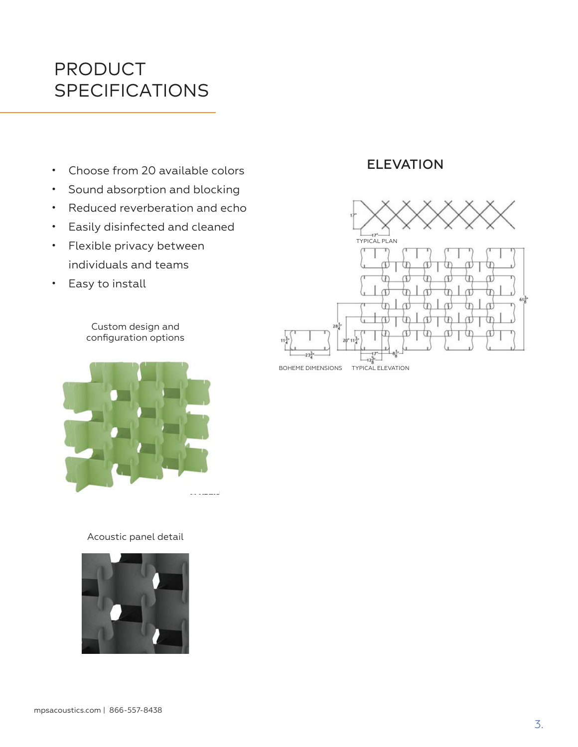# PRODUCT SPECIFICATIONS

- Choose from 20 available colors
- Sound absorption and blocking
- Reduced reverberation and echo
- Easily disinfected and cleaned
- Flexible privacy between individuals and teams
- Easy to install

Custom design and configuration options

Acoustic panel detail

## ELEVATION

17"

17"

TYPICAL PLAN

$61\frac{3}{8}$"

$28\frac{1}{4}$"

$11\frac{3}{4}$"

$23\frac{3}{4}$"

20"

$11\frac{3}{4}$"

17"

$17\frac{5}{8}$"

$6\frac{5}{8}$"

BOHEME DIMENSIONS

TYPICAL ELEVATION

mpsacoustics.com | 866-557-8438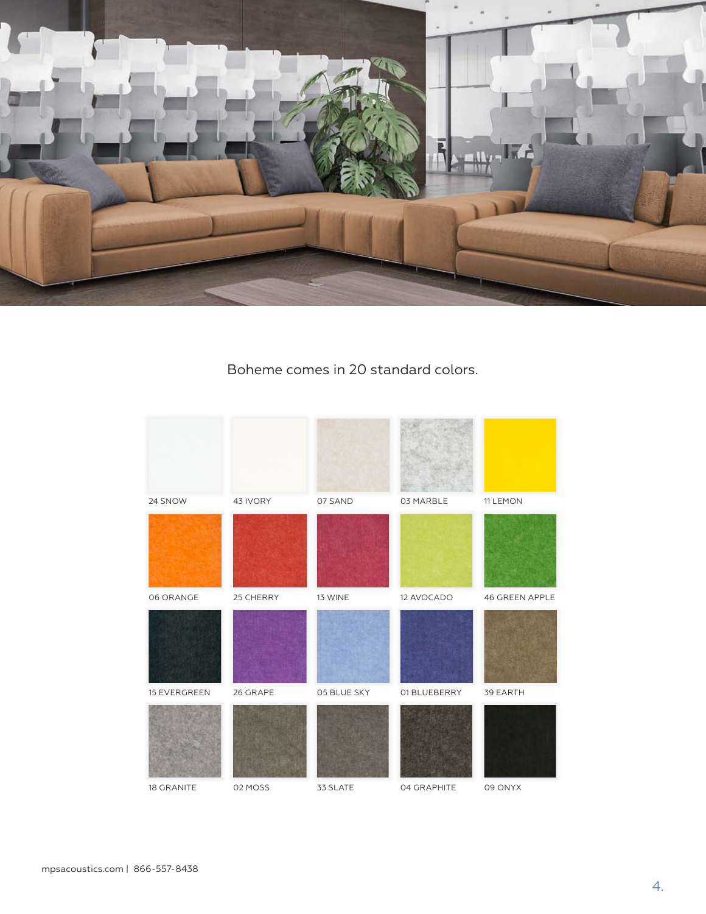Boheme comes in 20 standard colors.

| | | | | |
|---|---|---|---|---|
| 24 SNOW | 43 IVORY | 07 SAND | 03 MARBLE | 11 LEMON |
| 06 ORANGE | 25 CHERRY | 13 WINE | 12 AVOCADO | 46 GREEN APPLE |
| 15 EVERGREEN | 26 GRAPE | 05 BLUE SKY | 01 BLUEBERRY | 39 EARTH |
| 18 GRANITE | 02 MOSS | 33 SLATE | 04 GRAPHITE | 09 ONYX |

mpsacoustics.com | 866-557-8438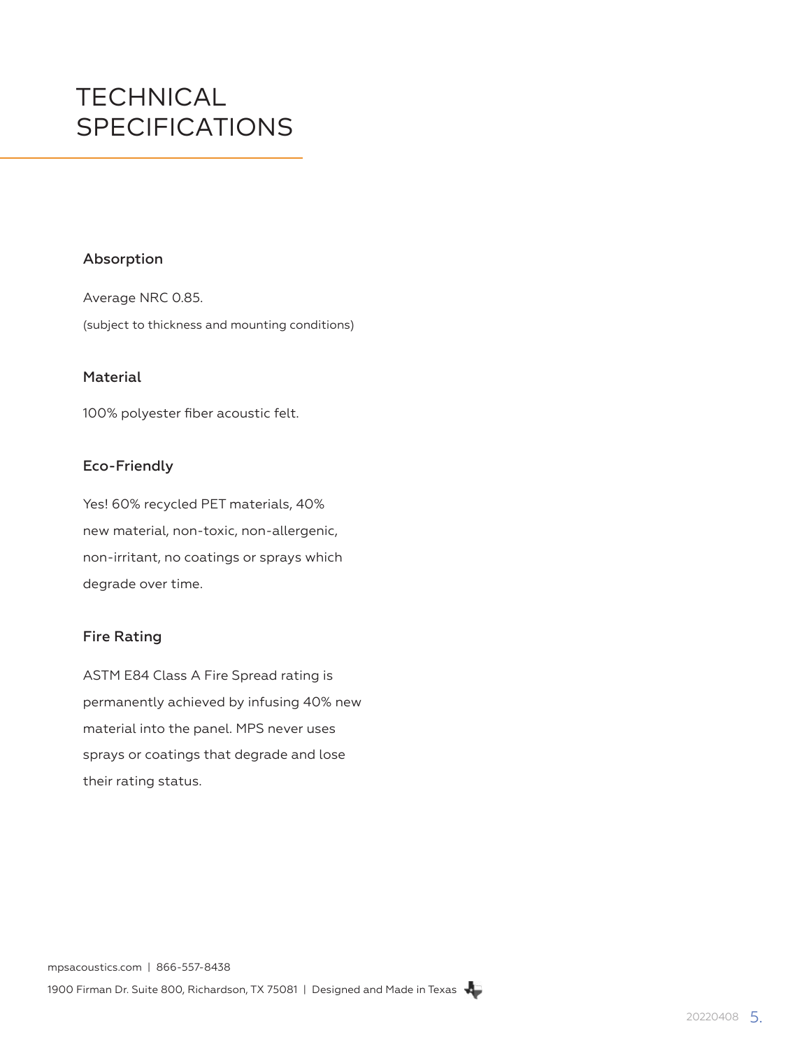# TECHNICAL SPECIFICATIONS

### Absorption

Average NRC 0.85.

(subject to thickness and mounting conditions)

### Material

100% polyester fiber acoustic felt.

### Eco-Friendly

Yes! 60% recycled PET materials, 40% new material, non-toxic, non-allergenic, non-irritant, no coatings or sprays which degrade over time.

### Fire Rating

ASTM E84 Class A Fire Spread rating is permanently achieved by infusing 40% new material into the panel. MPS never uses sprays or coatings that degrade and lose their rating status.